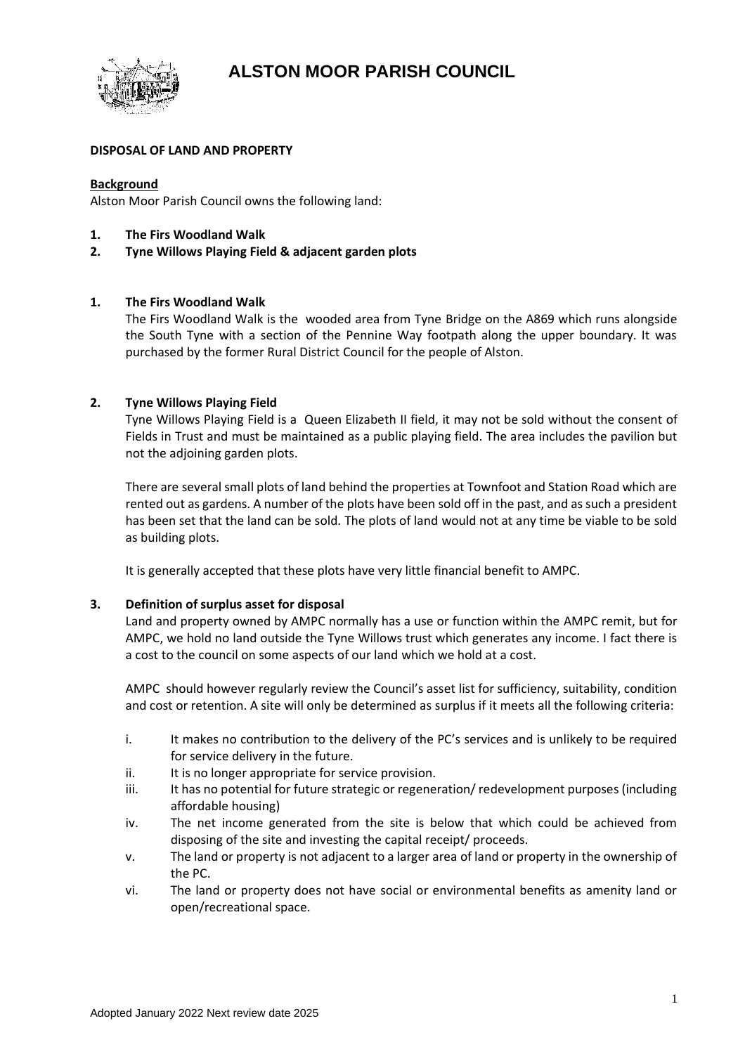# ALSTON MOOR PARISH COUNCIL

**DISPOSAL OF LAND AND PROPERTY**

**Background**

Alston Moor Parish Council owns the following land:

1. **The Firs Woodland Walk**
2. **Tyne Willows Playing Field & adjacent garden plots**

## 1. The Firs Woodland Walk

The Firs Woodland Walk is the wooded area from Tyne Bridge on the A869 which runs alongside the South Tyne with a section of the Pennine Way footpath along the upper boundary. It was purchased by the former Rural District Council for the people of Alston.

## 2. Tyne Willows Playing Field

Tyne Willows Playing Field is a Queen Elizabeth II field, it may not be sold without the consent of Fields in Trust and must be maintained as a public playing field. The area includes the pavilion but not the adjoining garden plots.

There are several small plots of land behind the properties at Townfoot and Station Road which are rented out as gardens. A number of the plots have been sold off in the past, and as such a president has been set that the land can be sold. The plots of land would not at any time be viable to be sold as building plots.

It is generally accepted that these plots have very little financial benefit to AMPC.

## 3. Definition of surplus asset for disposal

Land and property owned by AMPC normally has a use or function within the AMPC remit, but for AMPC, we hold no land outside the Tyne Willows trust which generates any income. I fact there is a cost to the council on some aspects of our land which we hold at a cost.

AMPC should however regularly review the Council's asset list for sufficiency, suitability, condition and cost or retention. A site will only be determined as surplus if it meets all the following criteria:

- i. It makes no contribution to the delivery of the PC's services and is unlikely to be required for service delivery in the future.
- ii. It is no longer appropriate for service provision.
- iii. It has no potential for future strategic or regeneration/ redevelopment purposes (including affordable housing)
- iv. The net income generated from the site is below that which could be achieved from disposing of the site and investing the capital receipt/ proceeds.
- v. The land or property is not adjacent to a larger area of land or property in the ownership of the PC.
- vi. The land or property does not have social or environmental benefits as amenity land or open/recreational space.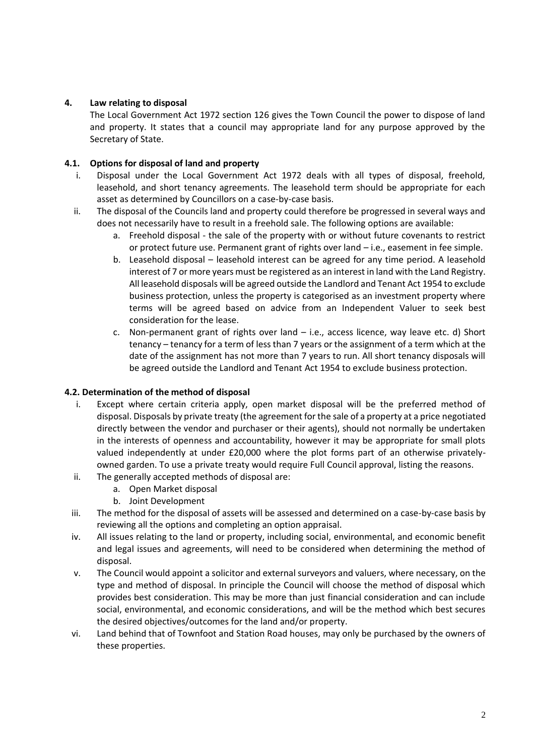## 4. Law relating to disposal

The Local Government Act 1972 section 126 gives the Town Council the power to dispose of land and property. It states that a council may appropriate land for any purpose approved by the Secretary of State.

### 4.1. Options for disposal of land and property

i. Disposal under the Local Government Act 1972 deals with all types of disposal, freehold, leasehold, and short tenancy agreements. The leasehold term should be appropriate for each asset as determined by Councillors on a case-by-case basis.

ii. The disposal of the Councils land and property could therefore be progressed in several ways and does not necessarily have to result in a freehold sale. The following options are available:

   a. Freehold disposal - the sale of the property with or without future covenants to restrict or protect future use. Permanent grant of rights over land – i.e., easement in fee simple.

   b. Leasehold disposal – leasehold interest can be agreed for any time period. A leasehold interest of 7 or more years must be registered as an interest in land with the Land Registry. All leasehold disposals will be agreed outside the Landlord and Tenant Act 1954 to exclude business protection, unless the property is categorised as an investment property where terms will be agreed based on advice from an Independent Valuer to seek best consideration for the lease.

   c. Non-permanent grant of rights over land – i.e., access licence, way leave etc. d) Short tenancy – tenancy for a term of less than 7 years or the assignment of a term which at the date of the assignment has not more than 7 years to run. All short tenancy disposals will be agreed outside the Landlord and Tenant Act 1954 to exclude business protection.

### 4.2. Determination of the method of disposal

i. Except where certain criteria apply, open market disposal will be the preferred method of disposal. Disposals by private treaty (the agreement for the sale of a property at a price negotiated directly between the vendor and purchaser or their agents), should not normally be undertaken in the interests of openness and accountability, however it may be appropriate for small plots valued independently at under £20,000 where the plot forms part of an otherwise privately-owned garden. To use a private treaty would require Full Council approval, listing the reasons.

ii. The generally accepted methods of disposal are:

   a. Open Market disposal

   b. Joint Development

iii. The method for the disposal of assets will be assessed and determined on a case-by-case basis by reviewing all the options and completing an option appraisal.

iv. All issues relating to the land or property, including social, environmental, and economic benefit and legal issues and agreements, will need to be considered when determining the method of disposal.

v. The Council would appoint a solicitor and external surveyors and valuers, where necessary, on the type and method of disposal. In principle the Council will choose the method of disposal which provides best consideration. This may be more than just financial consideration and can include social, environmental, and economic considerations, and will be the method which best secures the desired objectives/outcomes for the land and/or property.

vi. Land behind that of Townfoot and Station Road houses, may only be purchased by the owners of these properties.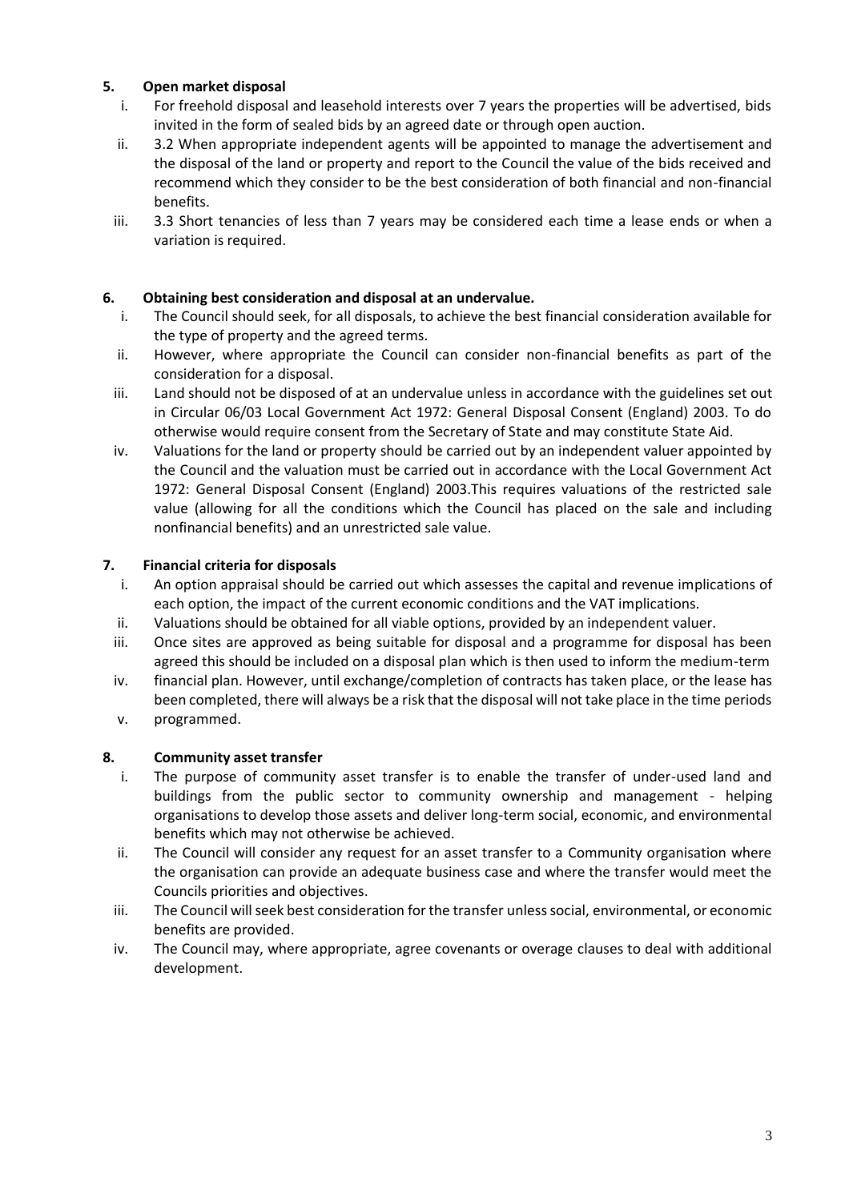## 5. Open market disposal

i. For freehold disposal and leasehold interests over 7 years the properties will be advertised, bids invited in the form of sealed bids by an agreed date or through open auction.

ii. 3.2 When appropriate independent agents will be appointed to manage the advertisement and the disposal of the land or property and report to the Council the value of the bids received and recommend which they consider to be the best consideration of both financial and non-financial benefits.

iii. 3.3 Short tenancies of less than 7 years may be considered each time a lease ends or when a variation is required.

## 6. Obtaining best consideration and disposal at an undervalue.

i. The Council should seek, for all disposals, to achieve the best financial consideration available for the type of property and the agreed terms.

ii. However, where appropriate the Council can consider non-financial benefits as part of the consideration for a disposal.

iii. Land should not be disposed of at an undervalue unless in accordance with the guidelines set out in Circular 06/03 Local Government Act 1972: General Disposal Consent (England) 2003. To do otherwise would require consent from the Secretary of State and may constitute State Aid.

iv. Valuations for the land or property should be carried out by an independent valuer appointed by the Council and the valuation must be carried out in accordance with the Local Government Act 1972: General Disposal Consent (England) 2003.This requires valuations of the restricted sale value (allowing for all the conditions which the Council has placed on the sale and including nonfinancial benefits) and an unrestricted sale value.

## 7. Financial criteria for disposals

i. An option appraisal should be carried out which assesses the capital and revenue implications of each option, the impact of the current economic conditions and the VAT implications.

ii. Valuations should be obtained for all viable options, provided by an independent valuer.

iii. Once sites are approved as being suitable for disposal and a programme for disposal has been agreed this should be included on a disposal plan which is then used to inform the medium-term

iv. financial plan. However, until exchange/completion of contracts has taken place, or the lease has been completed, there will always be a risk that the disposal will not take place in the time periods

v. programmed.

## 8. Community asset transfer

i. The purpose of community asset transfer is to enable the transfer of under-used land and buildings from the public sector to community ownership and management - helping organisations to develop those assets and deliver long-term social, economic, and environmental benefits which may not otherwise be achieved.

ii. The Council will consider any request for an asset transfer to a Community organisation where the organisation can provide an adequate business case and where the transfer would meet the Councils priorities and objectives.

iii. The Council will seek best consideration for the transfer unless social, environmental, or economic benefits are provided.

iv. The Council may, where appropriate, agree covenants or overage clauses to deal with additional development.